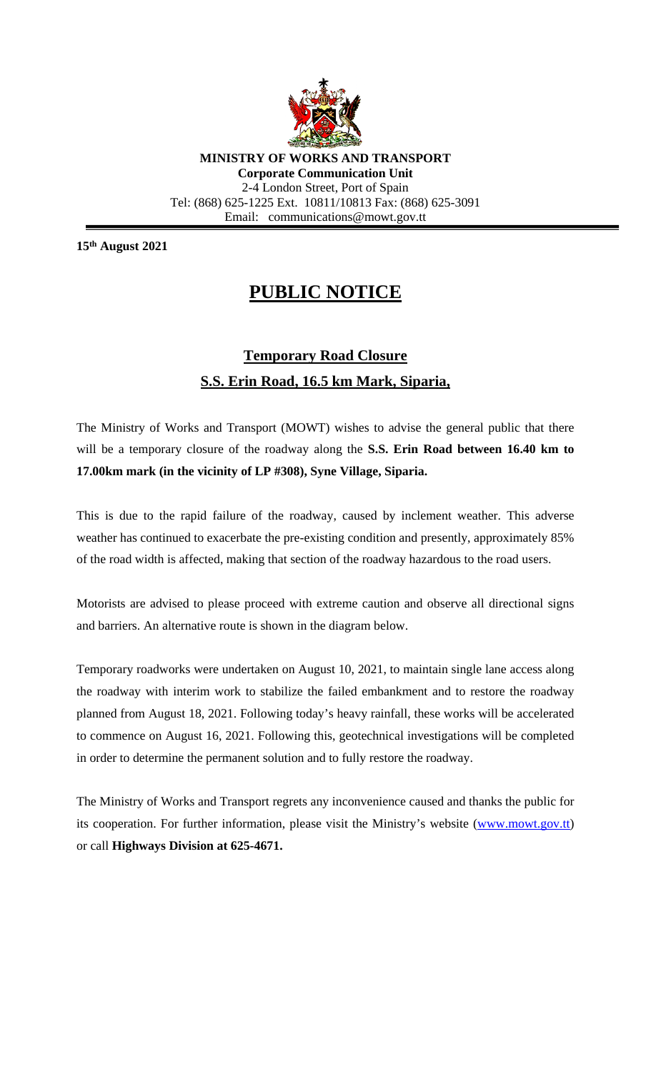**MINISTRY OF WORKS AND TRANSPORT**
**Corporate Communication Unit**
2-4 London Street, Port of Spain
Tel: (868) 625-1225 Ext. 10811/10813 Fax: (868) 625-3091
Email: communications@mowt.gov.tt

**15th August 2021**

# PUBLIC NOTICE

## Temporary Road Closure
## S.S. Erin Road, 16.5 km Mark, Siparia,

The Ministry of Works and Transport (MOWT) wishes to advise the general public that there will be a temporary closure of the roadway along the **S.S. Erin Road between 16.40 km to 17.00km mark (in the vicinity of LP #308), Syne Village, Siparia.**

This is due to the rapid failure of the roadway, caused by inclement weather. This adverse weather has continued to exacerbate the pre-existing condition and presently, approximately 85% of the road width is affected, making that section of the roadway hazardous to the road users.

Motorists are advised to please proceed with extreme caution and observe all directional signs and barriers. An alternative route is shown in the diagram below.

Temporary roadworks were undertaken on August 10, 2021, to maintain single lane access along the roadway with interim work to stabilize the failed embankment and to restore the roadway planned from August 18, 2021. Following today's heavy rainfall, these works will be accelerated to commence on August 16, 2021. Following this, geotechnical investigations will be completed in order to determine the permanent solution and to fully restore the roadway.

The Ministry of Works and Transport regrets any inconvenience caused and thanks the public for its cooperation. For further information, please visit the Ministry's website (www.mowt.gov.tt) or call **Highways Division at 625-4671.**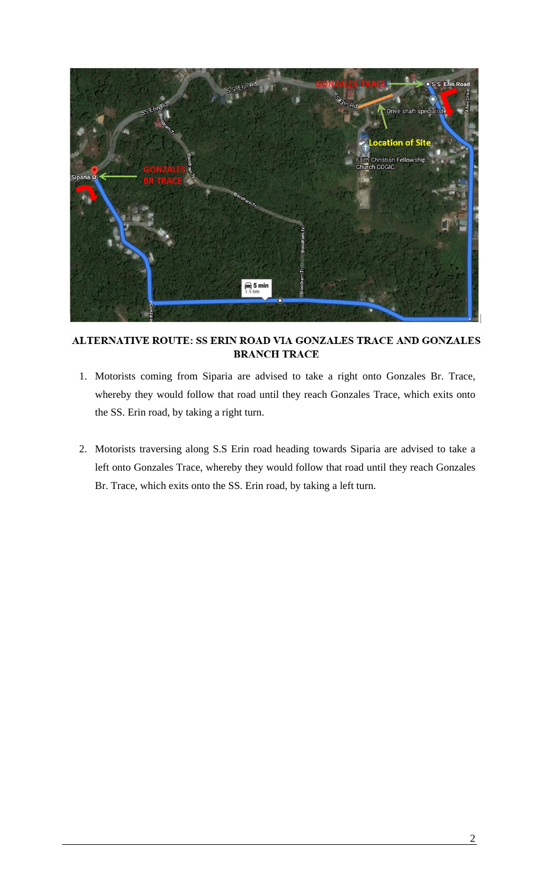GONZALES TRACE

S.S. Erin Road

SS Erin Rd

Drive shaft specialist

Location of Site

Faith Christian Fellowship Church COGIC

Siparia

GONZALES BR TRACE

SS Erin Rd

Boodram Tr

Allen Drive

5 min
1.9 km

Gonzales

**ALTERNATIVE ROUTE: SS ERIN ROAD VIA GONZALES TRACE AND GONZALES BRANCH TRACE**

1. Motorists coming from Siparia are advised to take a right onto Gonzales Br. Trace, whereby they would follow that road until they reach Gonzales Trace, which exits onto the SS. Erin road, by taking a right turn.

2. Motorists traversing along S.S Erin road heading towards Siparia are advised to take a left onto Gonzales Trace, whereby they would follow that road until they reach Gonzales Br. Trace, which exits onto the SS. Erin road, by taking a left turn.